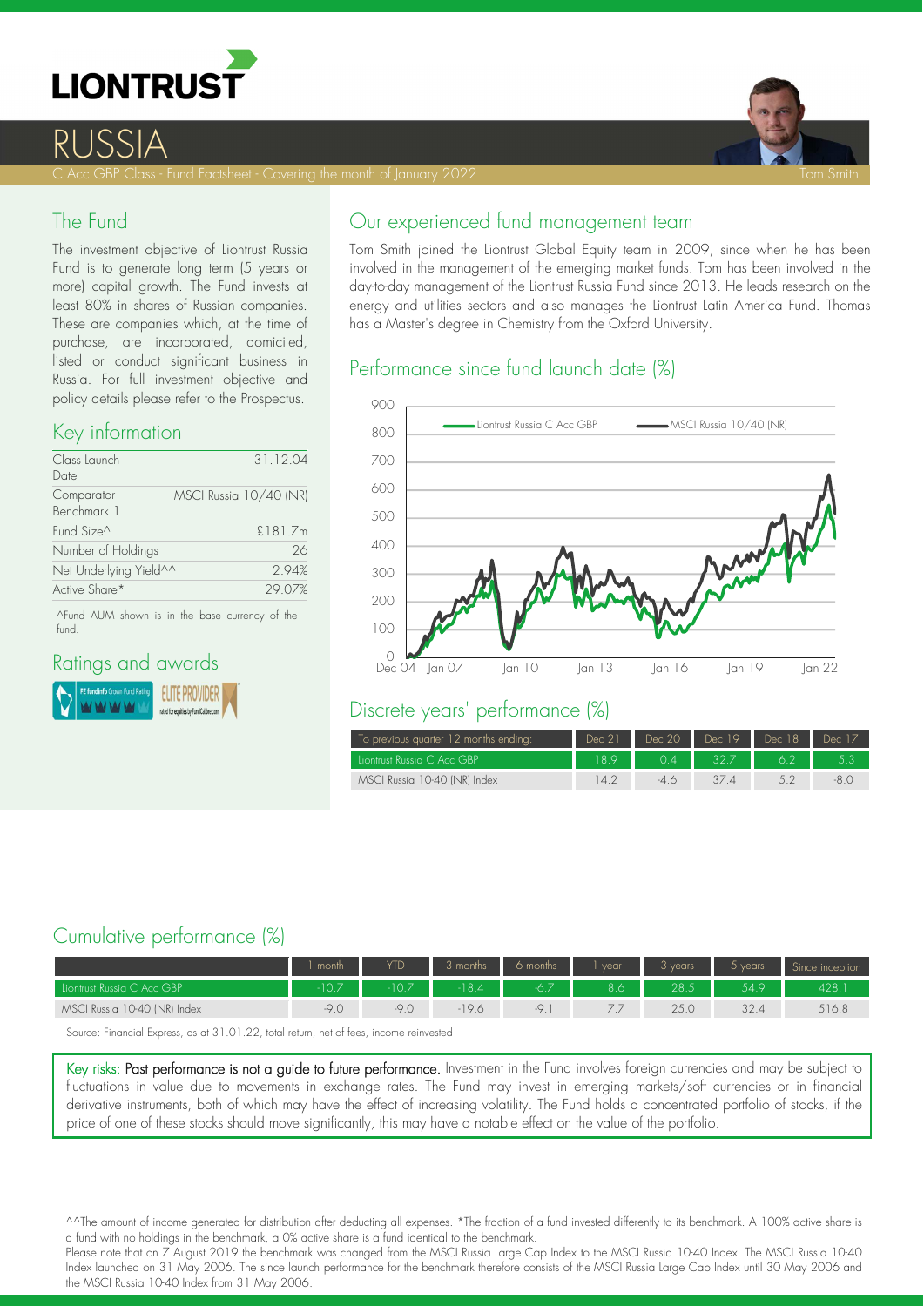# LIONTRUST

# RUSSIA

C Acc GBP Class - Fund Factsheet - Covering the month of January 2022

Tom Smith

## The Fund

The investment objective of Liontrust Russia Fund is to generate long term (5 years or more) capital growth. The Fund invests at least 80% in shares of Russian companies. These are companies which, at the time of purchase, are incorporated, domiciled, listed or conduct significant business in Russia. For full investment objective and policy details please refer to the Prospectus.

## Key information

| | |
|---|---|
| Class Launch Date | 31.12.04 |
| Comparator Benchmark 1 | MSCI Russia 10/40 (NR) |
| Fund Size^ | £181.7m |
| Number of Holdings | 26 |
| Net Underlying Yield^^ | 2.94% |
| Active Share* | 29.07% |

^Fund AUM shown is in the base currency of the fund.

## Ratings and awards

FE fundinfo Crown Fund Rating

ELITE PROVIDER rated for equities by FundCalibre.com

## Our experienced fund management team

Tom Smith joined the Liontrust Global Equity team in 2009, since when he has been involved in the management of the emerging market funds. Tom has been involved in the day-to-day management of the Liontrust Russia Fund since 2013. He leads research on the energy and utilities sectors and also manages the Liontrust Latin America Fund. Thomas has a Master's degree in Chemistry from the Oxford University.

## Performance since fund launch date (%)

Liontrust Russia C Acc GBP — MSCI Russia 10/40 (NR)

## Discrete years' performance (%)

| To previous quarter 12 months ending: | Dec 21 | Dec 20 | Dec 19 | Dec 18 | Dec 17 |
|---|---|---|---|---|---|
| Liontrust Russia C Acc GBP | 18.9 | 0.4 | 32.7 | 6.2 | 5.3 |
| MSCI Russia 10-40 (NR) Index | 14.2 | -4.6 | 37.4 | 5.2 | -8.0 |

## Cumulative performance (%)

| | 1 month | YTD | 3 months | 6 months | 1 year | 3 years | 5 years | Since inception |
|---|---|---|---|---|---|---|---|---|
| Liontrust Russia C Acc GBP | -10.7 | -10.7 | -18.4 | -6.7 | 8.6 | 28.5 | 54.9 | 428.1 |
| MSCI Russia 10-40 (NR) Index | -9.0 | -9.0 | -19.6 | -9.1 | 7.7 | 25.0 | 32.4 | 516.8 |

Source: Financial Express, as at 31.01.22, total return, net of fees, income reinvested

Key risks: **Past performance is not a guide to future performance.** Investment in the Fund involves foreign currencies and may be subject to fluctuations in value due to movements in exchange rates. The Fund may invest in emerging markets/soft currencies or in financial derivative instruments, both of which may have the effect of increasing volatility. The Fund holds a concentrated portfolio of stocks, if the price of one of these stocks should move significantly, this may have a notable effect on the value of the portfolio.

^^The amount of income generated for distribution after deducting all expenses. *The fraction of a fund invested differently to its benchmark. A 100% active share is a fund with no holdings in the benchmark, a 0% active share is a fund identical to the benchmark.

Please note that on 7 August 2019 the benchmark was changed from the MSCI Russia Large Cap Index to the MSCI Russia 10-40 Index. The MSCI Russia 10-40 Index launched on 31 May 2006. The since launch performance for the benchmark therefore consists of the MSCI Russia Large Cap Index until 30 May 2006 and the MSCI Russia 10-40 Index from 31 May 2006.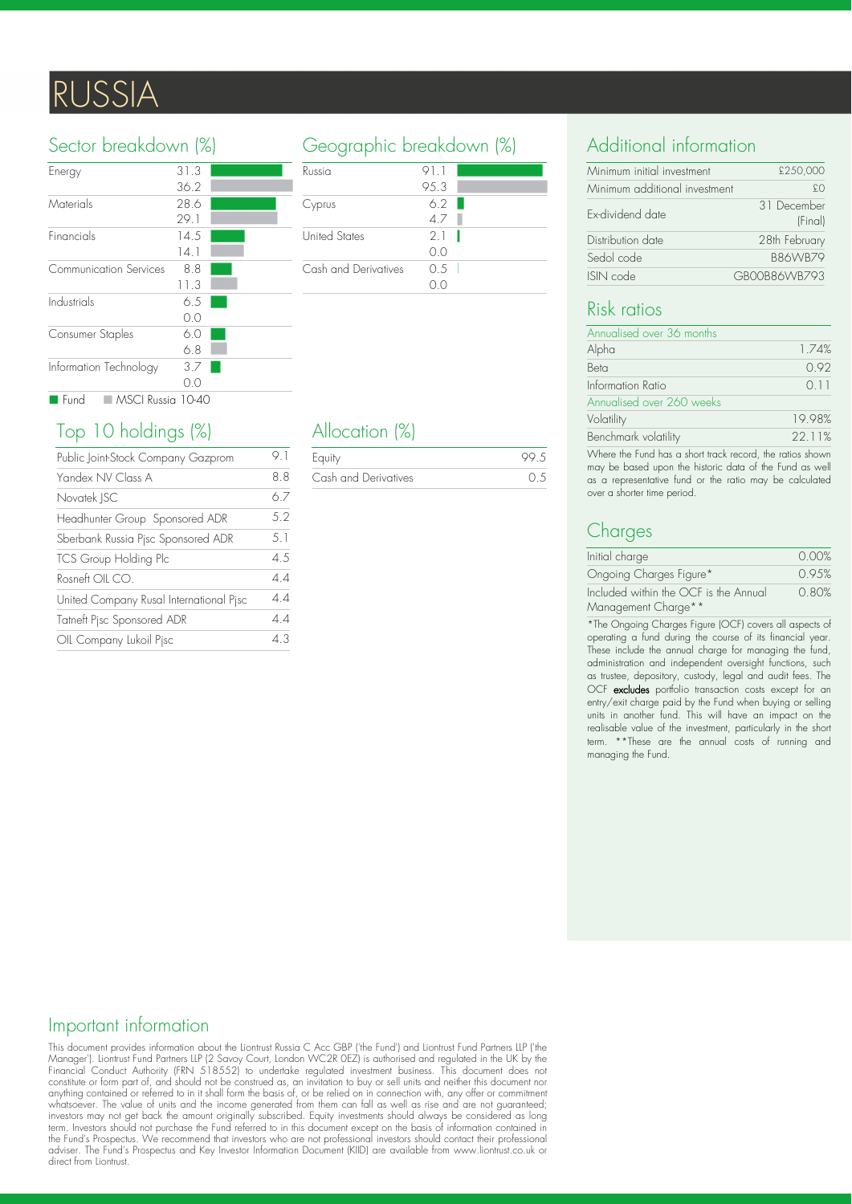# RUSSIA

## Sector breakdown (%)

Energy 31.3 36.2
Materials 28.6 29.1
Financials 14.5 14.1
Communication Services 8.8 11.3
Industrials 6.5 0.0
Consumer Staples 6.0 6.8
Information Technology 3.7 0.0

Fund | MSCI Russia 10-40

## Geographic breakdown (%)

Russia 91.1 95.3
Cyprus 6.2 4.7
United States 2.1 0.0
Cash and Derivatives 0.5 0.0

## Top 10 holdings (%)

| | |
|---|---|
| Public Joint-Stock Company Gazprom | 9.1 |
| Yandex NV Class A | 8.8 |
| Novatek JSC | 6.7 |
| Headhunter Group Sponsored ADR | 5.2 |
| Sberbank Russia Pjsc Sponsored ADR | 5.1 |
| TCS Group Holding Plc | 4.5 |
| Rosneft OIL CO. | 4.4 |
| United Company Rusal International Pjsc | 4.4 |
| Tatneft Pjsc Sponsored ADR | 4.4 |
| OIL Company Lukoil Pjsc | 4.3 |

## Allocation (%)

| | |
|---|---|
| Equity | 99.5 |
| Cash and Derivatives | 0.5 |

## Additional information

| | |
|---|---|
| Minimum initial investment | £250,000 |
| Minimum additional investment | £0 |
| Ex-dividend date | 31 December (Final) |
| Distribution date | 28th February |
| Sedol code | B86WB79 |
| ISIN code | GB00B86WB793 |

## Risk ratios

| | |
|---|---|
| **Annualised over 36 months** | |
| Alpha | 1.74% |
| Beta | 0.92 |
| Information Ratio | 0.11 |
| **Annualised over 260 weeks** | |
| Volatility | 19.98% |
| Benchmark volatility | 22.11% |

Where the Fund has a short track record, the ratios shown may be based upon the historic data of the Fund as well as a representative fund or the ratio may be calculated over a shorter time period.

## Charges

| | |
|---|---|
| Initial charge | 0.00% |
| Ongoing Charges Figure* | 0.95% |
| Included within the OCF is the Annual Management Charge** | 0.80% |

*The Ongoing Charges Figure (OCF) covers all aspects of operating a fund during the course of its financial year. These include the annual charge for managing the fund, administration and independent oversight functions, such as trustee, depository, custody, legal and audit fees. The OCF **excludes** portfolio transaction costs except for an entry/exit charge paid by the Fund when buying or selling units in another fund. This will have an impact on the realisable value of the investment, particularly in the short term. **These are the annual costs of running and managing the Fund.

## Important information

This document provides information about the Liontrust Russia C Acc GBP ('the Fund') and Liontrust Fund Partners LLP ('the Manager'). Liontrust Fund Partners LLP (2 Savoy Court, London WC2R 0EZ) is authorised and regulated in the UK by the Financial Conduct Authority (FRN 518552) to undertake regulated investment business. This document does not constitute or form part of, and should not be construed as, an invitation to buy or sell units and neither this document nor anything contained or referred to in it shall form the basis of, or be relied on in connection with, any offer or commitment whatsoever. The value of units and the income generated from them can fall as well as rise and are not guaranteed; investors may not get back the amount originally subscribed. Equity investments should always be considered as long term. Investors should not purchase the Fund referred to in this document except on the basis of information contained in the Fund's Prospectus. We recommend that investors who are not professional investors should contact their professional adviser. The Fund's Prospectus and Key Investor Information Document (KIID) are available from www.liontrust.co.uk or direct from Liontrust.